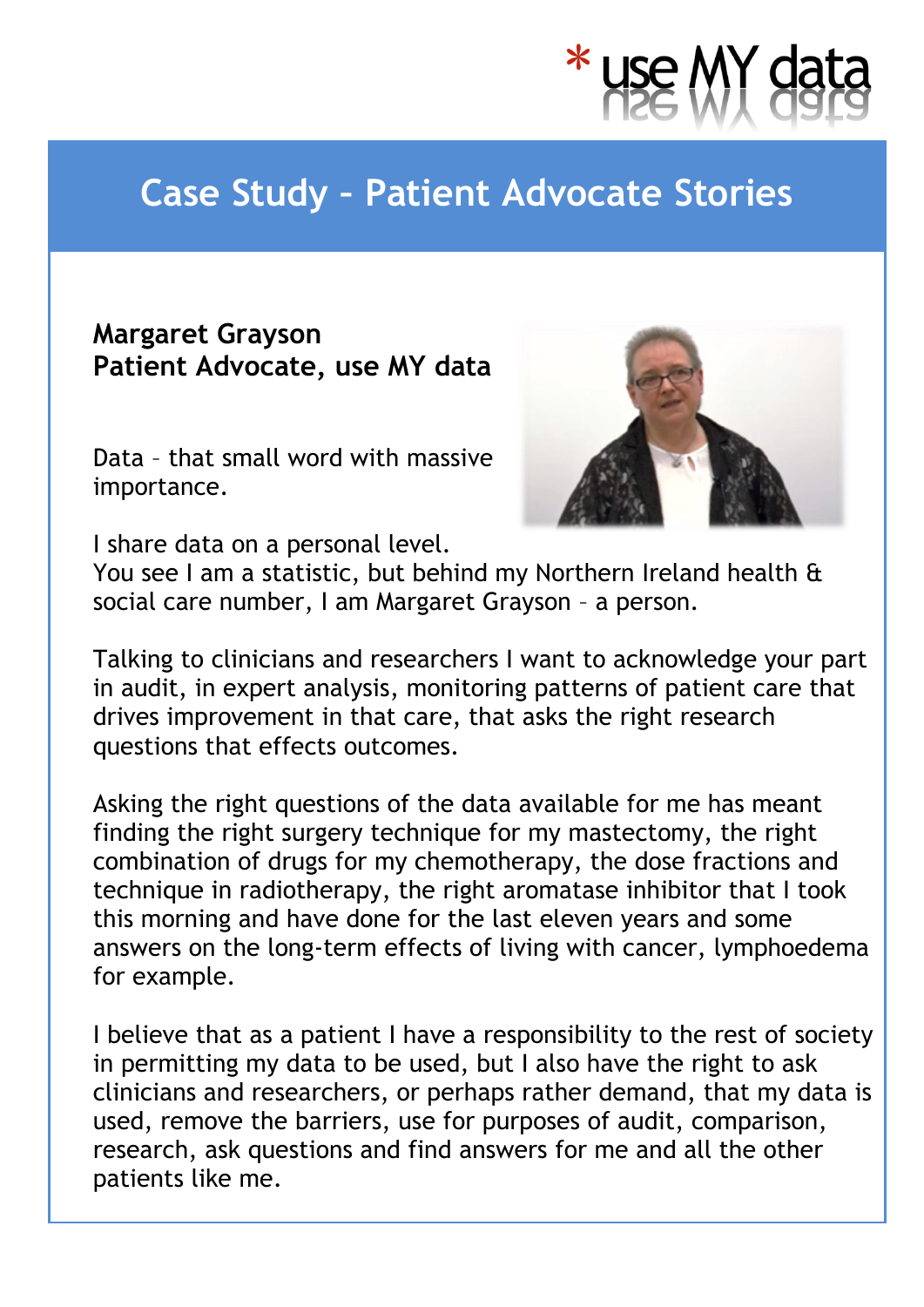\* use MY data

# Case Study – Patient Advocate Stories

**Margaret Grayson**
**Patient Advocate, use MY data**

Data – that small word with massive importance.

I share data on a personal level.
You see I am a statistic, but behind my Northern Ireland health & social care number, I am Margaret Grayson – a person.

Talking to clinicians and researchers I want to acknowledge your part in audit, in expert analysis, monitoring patterns of patient care that drives improvement in that care, that asks the right research questions that effects outcomes.

Asking the right questions of the data available for me has meant finding the right surgery technique for my mastectomy, the right combination of drugs for my chemotherapy, the dose fractions and technique in radiotherapy, the right aromatase inhibitor that I took this morning and have done for the last eleven years and some answers on the long-term effects of living with cancer, lymphoedema for example.

I believe that as a patient I have a responsibility to the rest of society in permitting my data to be used, but I also have the right to ask clinicians and researchers, or perhaps rather demand, that my data is used, remove the barriers, use for purposes of audit, comparison, research, ask questions and find answers for me and all the other patients like me.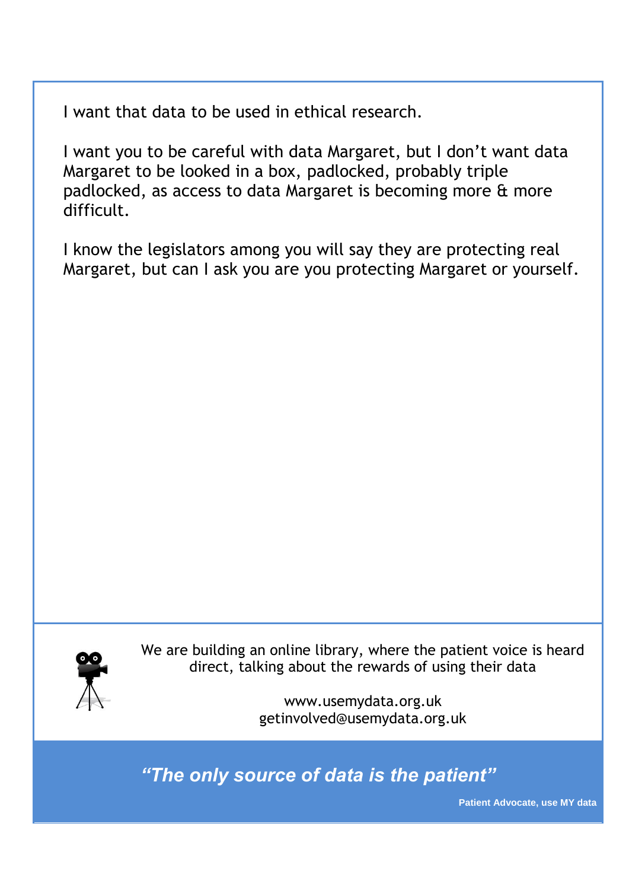I want that data to be used in ethical research.

I want you to be careful with data Margaret, but I don't want data Margaret to be looked in a box, padlocked, probably triple padlocked, as access to data Margaret is becoming more & more difficult.

I know the legislators among you will say they are protecting real Margaret, but can I ask you are you protecting Margaret or yourself.

We are building an online library, where the patient voice is heard direct, talking about the rewards of using their data

www.usemydata.org.uk
getinvolved@usemydata.org.uk

***"The only source of data is the patient"***

**Patient Advocate, use MY data**